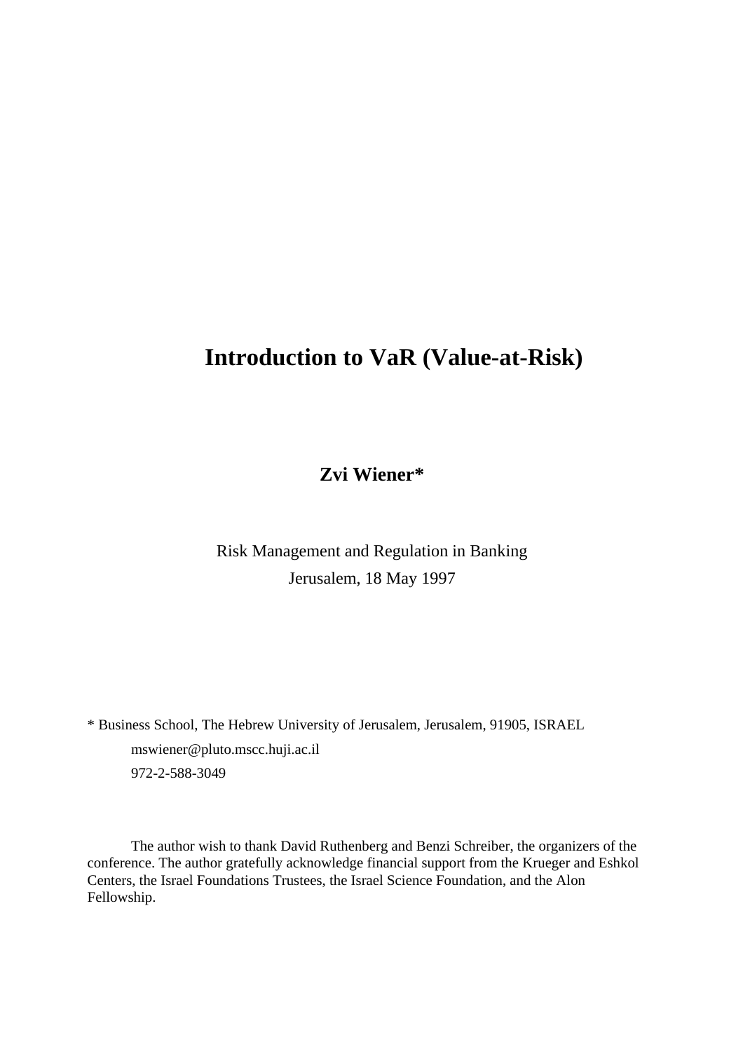# Introduction to VaR (Value-at-Risk)

**Zvi Wiener***

Risk Management and Regulation in Banking

Jerusalem, 18 May 1997

* Business School, The Hebrew University of Jerusalem, Jerusalem, 91905, ISRAEL

mswiener@pluto.mscc.huji.ac.il

972-2-588-3049

The author wish to thank David Ruthenberg and Benzi Schreiber, the organizers of the conference. The author gratefully acknowledge financial support from the Krueger and Eshkol Centers, the Israel Foundations Trustees, the Israel Science Foundation, and the Alon Fellowship.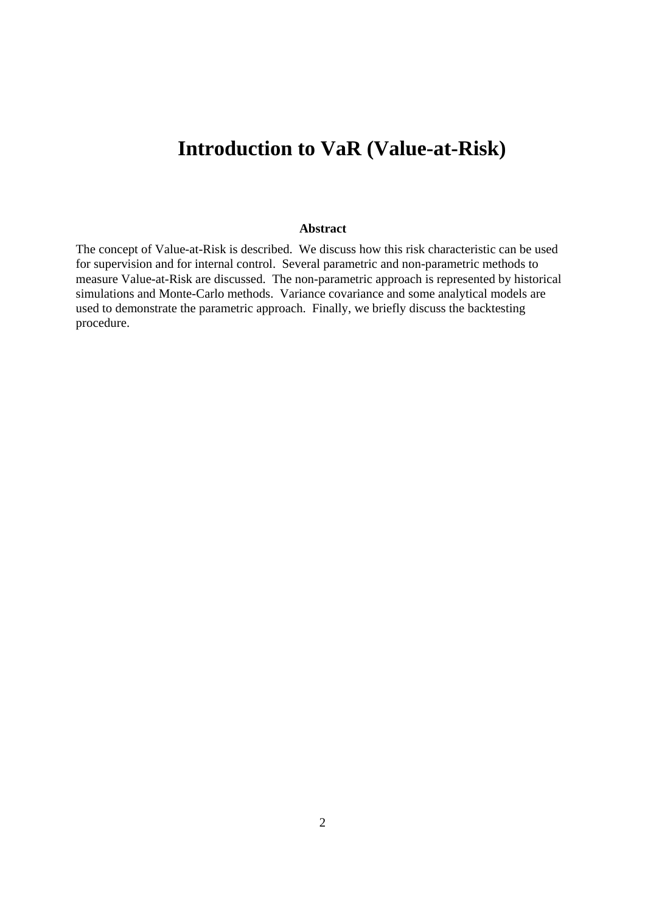# Introduction to VaR (Value-at-Risk)

**Abstract**

The concept of Value-at-Risk is described. We discuss how this risk characteristic can be used for supervision and for internal control. Several parametric and non-parametric methods to measure Value-at-Risk are discussed. The non-parametric approach is represented by historical simulations and Monte-Carlo methods. Variance covariance and some analytical models are used to demonstrate the parametric approach. Finally, we briefly discuss the backtesting procedure.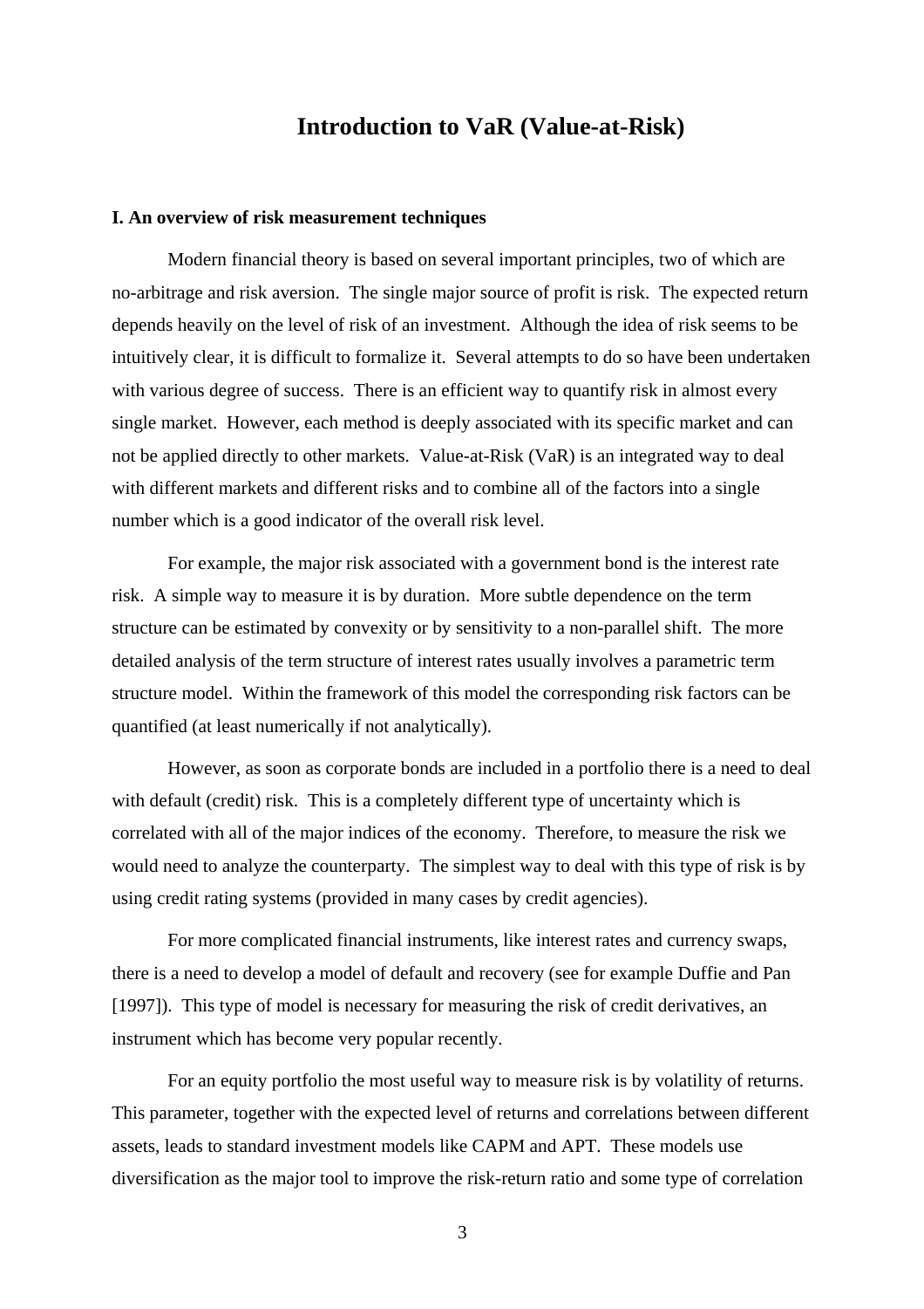# Introduction to VaR (Value-at-Risk)

### I. An overview of risk measurement techniques

Modern financial theory is based on several important principles, two of which are no-arbitrage and risk aversion. The single major source of profit is risk. The expected return depends heavily on the level of risk of an investment. Although the idea of risk seems to be intuitively clear, it is difficult to formalize it. Several attempts to do so have been undertaken with various degree of success. There is an efficient way to quantify risk in almost every single market. However, each method is deeply associated with its specific market and can not be applied directly to other markets. Value-at-Risk (VaR) is an integrated way to deal with different markets and different risks and to combine all of the factors into a single number which is a good indicator of the overall risk level.

For example, the major risk associated with a government bond is the interest rate risk. A simple way to measure it is by duration. More subtle dependence on the term structure can be estimated by convexity or by sensitivity to a non-parallel shift. The more detailed analysis of the term structure of interest rates usually involves a parametric term structure model. Within the framework of this model the corresponding risk factors can be quantified (at least numerically if not analytically).

However, as soon as corporate bonds are included in a portfolio there is a need to deal with default (credit) risk. This is a completely different type of uncertainty which is correlated with all of the major indices of the economy. Therefore, to measure the risk we would need to analyze the counterparty. The simplest way to deal with this type of risk is by using credit rating systems (provided in many cases by credit agencies).

For more complicated financial instruments, like interest rates and currency swaps, there is a need to develop a model of default and recovery (see for example Duffie and Pan [1997]). This type of model is necessary for measuring the risk of credit derivatives, an instrument which has become very popular recently.

For an equity portfolio the most useful way to measure risk is by volatility of returns. This parameter, together with the expected level of returns and correlations between different assets, leads to standard investment models like CAPM and APT. These models use diversification as the major tool to improve the risk-return ratio and some type of correlation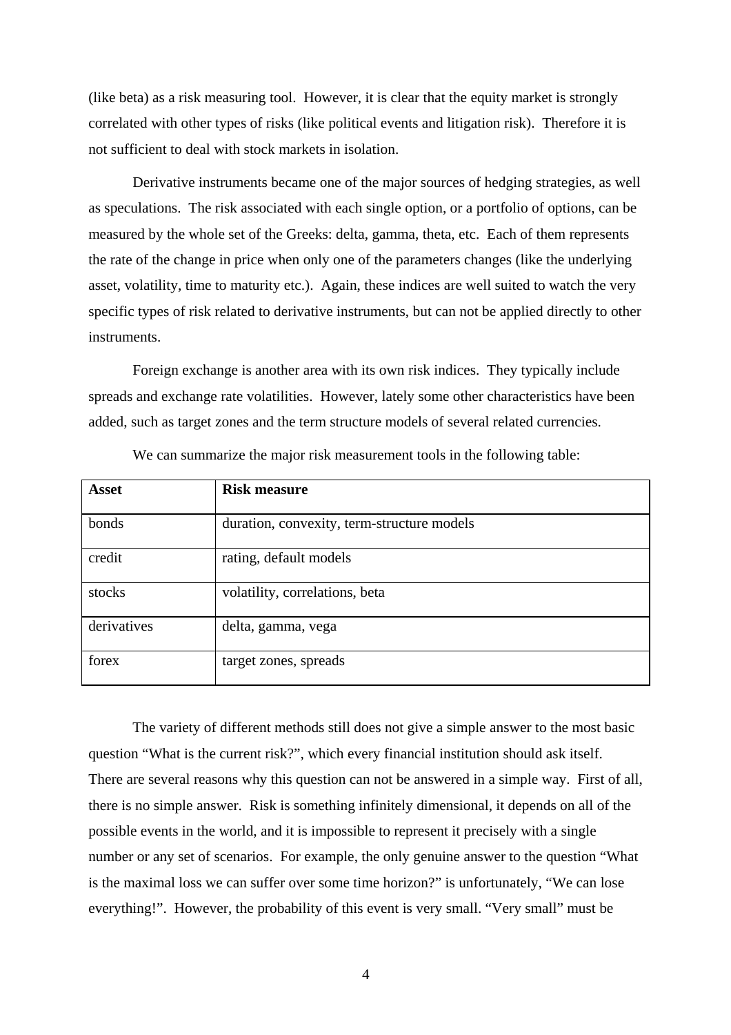(like beta) as a risk measuring tool. However, it is clear that the equity market is strongly correlated with other types of risks (like political events and litigation risk). Therefore it is not sufficient to deal with stock markets in isolation.

Derivative instruments became one of the major sources of hedging strategies, as well as speculations. The risk associated with each single option, or a portfolio of options, can be measured by the whole set of the Greeks: delta, gamma, theta, etc. Each of them represents the rate of the change in price when only one of the parameters changes (like the underlying asset, volatility, time to maturity etc.). Again, these indices are well suited to watch the very specific types of risk related to derivative instruments, but can not be applied directly to other instruments.

Foreign exchange is another area with its own risk indices. They typically include spreads and exchange rate volatilities. However, lately some other characteristics have been added, such as target zones and the term structure models of several related currencies.

We can summarize the major risk measurement tools in the following table:

| **Asset** | **Risk measure** |
|---|---|
| bonds | duration, convexity, term-structure models |
| credit | rating, default models |
| stocks | volatility, correlations, beta |
| derivatives | delta, gamma, vega |
| forex | target zones, spreads |

The variety of different methods still does not give a simple answer to the most basic question "What is the current risk?", which every financial institution should ask itself. There are several reasons why this question can not be answered in a simple way. First of all, there is no simple answer. Risk is something infinitely dimensional, it depends on all of the possible events in the world, and it is impossible to represent it precisely with a single number or any set of scenarios. For example, the only genuine answer to the question "What is the maximal loss we can suffer over some time horizon?" is unfortunately, "We can lose everything!". However, the probability of this event is very small. "Very small" must be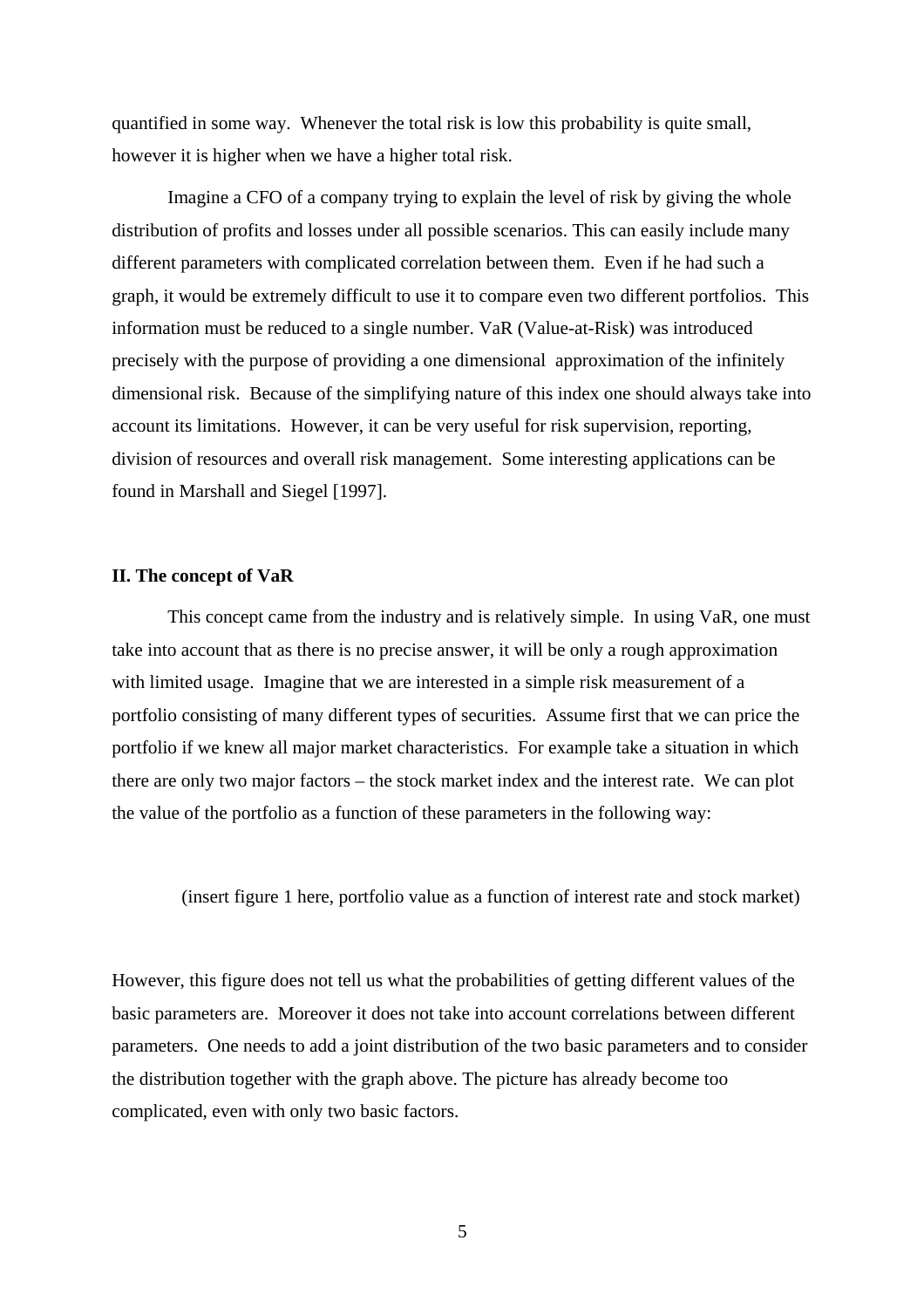quantified in some way. Whenever the total risk is low this probability is quite small, however it is higher when we have a higher total risk.

Imagine a CFO of a company trying to explain the level of risk by giving the whole distribution of profits and losses under all possible scenarios. This can easily include many different parameters with complicated correlation between them. Even if he had such a graph, it would be extremely difficult to use it to compare even two different portfolios. This information must be reduced to a single number. VaR (Value-at-Risk) was introduced precisely with the purpose of providing a one dimensional approximation of the infinitely dimensional risk. Because of the simplifying nature of this index one should always take into account its limitations. However, it can be very useful for risk supervision, reporting, division of resources and overall risk management. Some interesting applications can be found in Marshall and Siegel [1997].

## II. The concept of VaR

This concept came from the industry and is relatively simple. In using VaR, one must take into account that as there is no precise answer, it will be only a rough approximation with limited usage. Imagine that we are interested in a simple risk measurement of a portfolio consisting of many different types of securities. Assume first that we can price the portfolio if we knew all major market characteristics. For example take a situation in which there are only two major factors – the stock market index and the interest rate. We can plot the value of the portfolio as a function of these parameters in the following way:

(insert figure 1 here, portfolio value as a function of interest rate and stock market)

However, this figure does not tell us what the probabilities of getting different values of the basic parameters are. Moreover it does not take into account correlations between different parameters. One needs to add a joint distribution of the two basic parameters and to consider the distribution together with the graph above. The picture has already become too complicated, even with only two basic factors.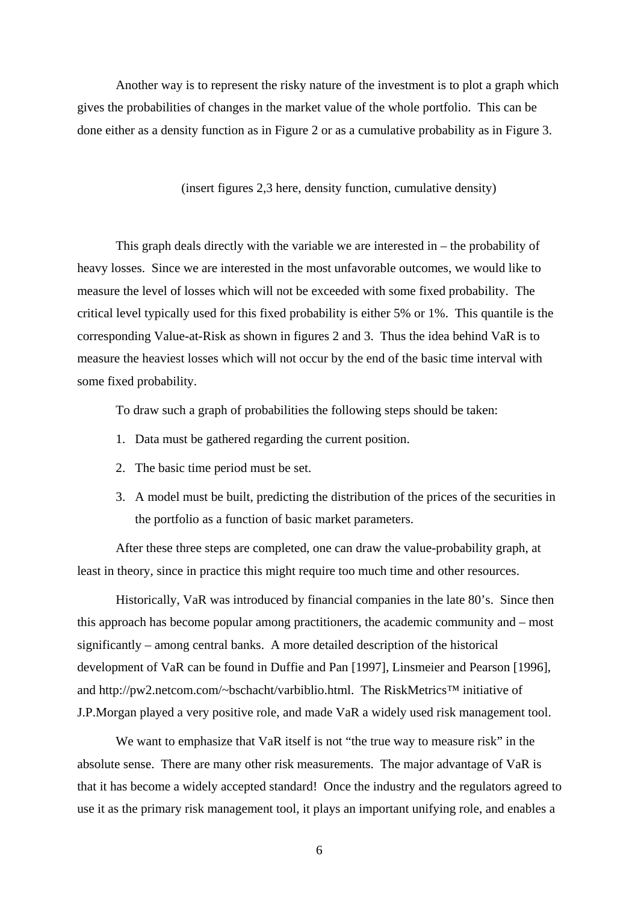Another way is to represent the risky nature of the investment is to plot a graph which gives the probabilities of changes in the market value of the whole portfolio. This can be done either as a density function as in Figure 2 or as a cumulative probability as in Figure 3.

(insert figures 2,3 here, density function, cumulative density)

This graph deals directly with the variable we are interested in – the probability of heavy losses. Since we are interested in the most unfavorable outcomes, we would like to measure the level of losses which will not be exceeded with some fixed probability. The critical level typically used for this fixed probability is either 5% or 1%. This quantile is the corresponding Value-at-Risk as shown in figures 2 and 3. Thus the idea behind VaR is to measure the heaviest losses which will not occur by the end of the basic time interval with some fixed probability.

To draw such a graph of probabilities the following steps should be taken:

1. Data must be gathered regarding the current position.
2. The basic time period must be set.
3. A model must be built, predicting the distribution of the prices of the securities in the portfolio as a function of basic market parameters.

After these three steps are completed, one can draw the value-probability graph, at least in theory, since in practice this might require too much time and other resources.

Historically, VaR was introduced by financial companies in the late 80's. Since then this approach has become popular among practitioners, the academic community and – most significantly – among central banks. A more detailed description of the historical development of VaR can be found in Duffie and Pan [1997], Linsmeier and Pearson [1996], and http://pw2.netcom.com/~bschacht/varbiblio.html. The RiskMetrics™ initiative of J.P.Morgan played a very positive role, and made VaR a widely used risk management tool.

We want to emphasize that VaR itself is not "the true way to measure risk" in the absolute sense. There are many other risk measurements. The major advantage of VaR is that it has become a widely accepted standard! Once the industry and the regulators agreed to use it as the primary risk management tool, it plays an important unifying role, and enables a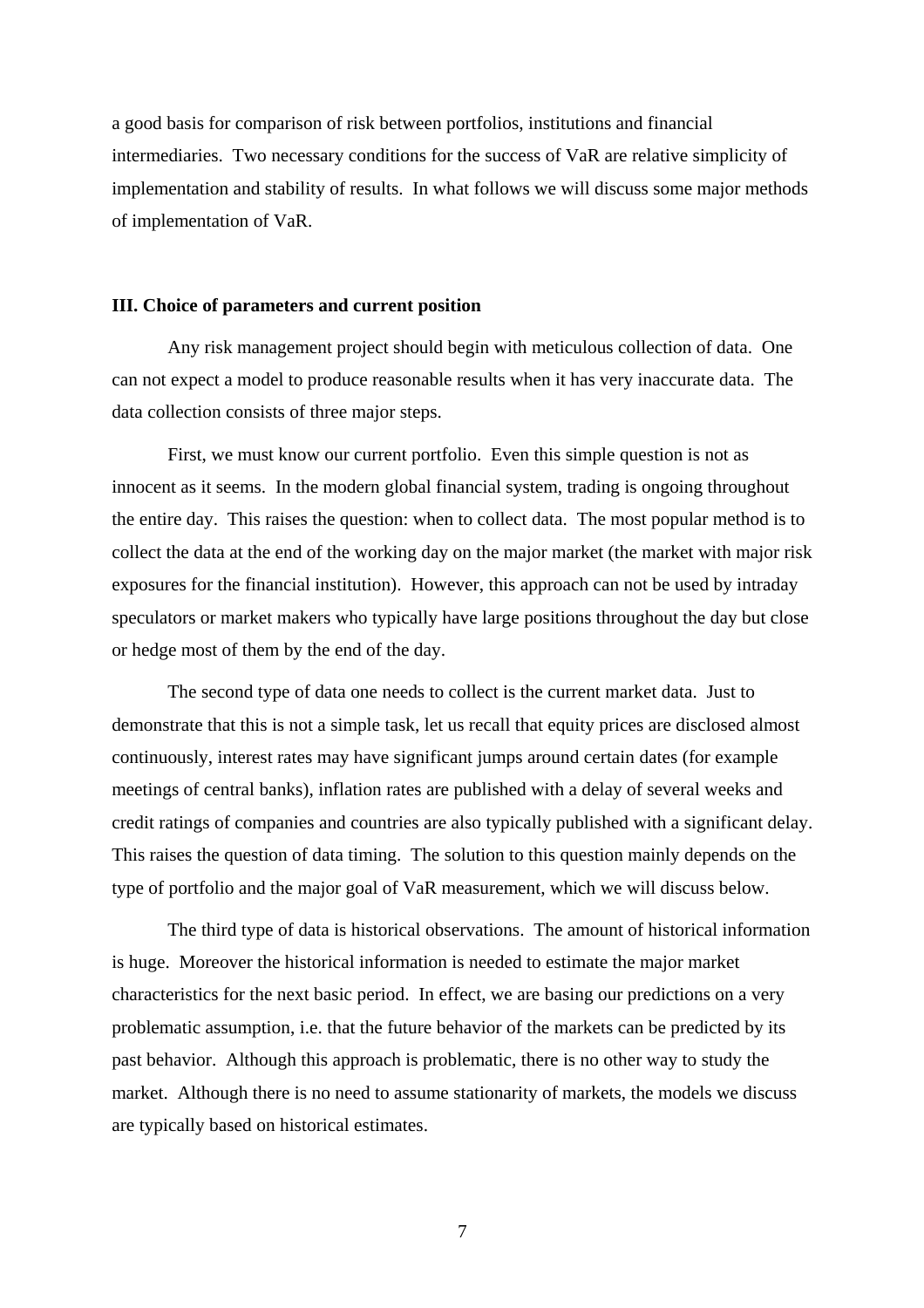a good basis for comparison of risk between portfolios, institutions and financial intermediaries. Two necessary conditions for the success of VaR are relative simplicity of implementation and stability of results. In what follows we will discuss some major methods of implementation of VaR.

## III. Choice of parameters and current position

Any risk management project should begin with meticulous collection of data. One can not expect a model to produce reasonable results when it has very inaccurate data. The data collection consists of three major steps.

First, we must know our current portfolio. Even this simple question is not as innocent as it seems. In the modern global financial system, trading is ongoing throughout the entire day. This raises the question: when to collect data. The most popular method is to collect the data at the end of the working day on the major market (the market with major risk exposures for the financial institution). However, this approach can not be used by intraday speculators or market makers who typically have large positions throughout the day but close or hedge most of them by the end of the day.

The second type of data one needs to collect is the current market data. Just to demonstrate that this is not a simple task, let us recall that equity prices are disclosed almost continuously, interest rates may have significant jumps around certain dates (for example meetings of central banks), inflation rates are published with a delay of several weeks and credit ratings of companies and countries are also typically published with a significant delay. This raises the question of data timing. The solution to this question mainly depends on the type of portfolio and the major goal of VaR measurement, which we will discuss below.

The third type of data is historical observations. The amount of historical information is huge. Moreover the historical information is needed to estimate the major market characteristics for the next basic period. In effect, we are basing our predictions on a very problematic assumption, i.e. that the future behavior of the markets can be predicted by its past behavior. Although this approach is problematic, there is no other way to study the market. Although there is no need to assume stationarity of markets, the models we discuss are typically based on historical estimates.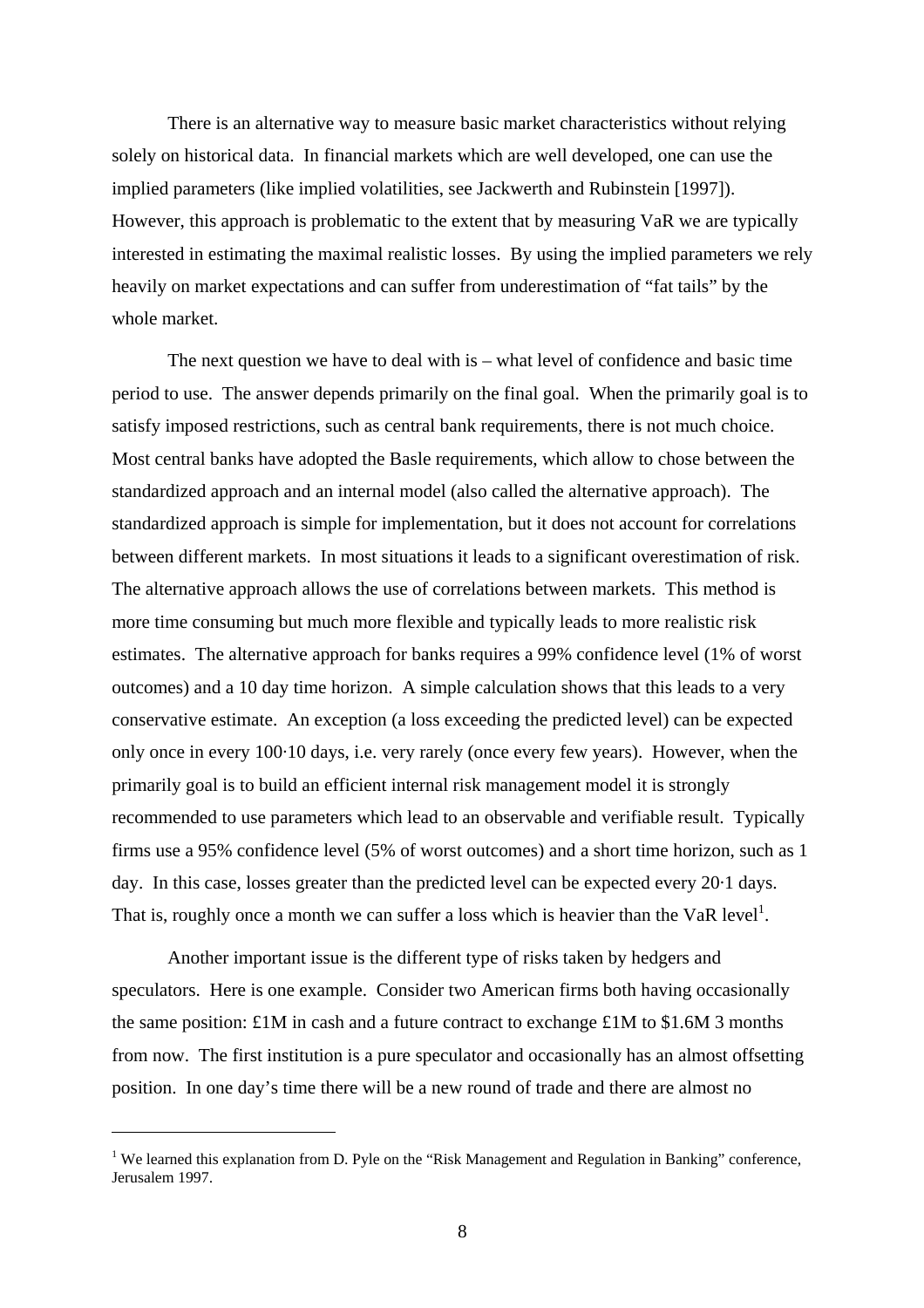There is an alternative way to measure basic market characteristics without relying solely on historical data. In financial markets which are well developed, one can use the implied parameters (like implied volatilities, see Jackwerth and Rubinstein [1997]). However, this approach is problematic to the extent that by measuring VaR we are typically interested in estimating the maximal realistic losses. By using the implied parameters we rely heavily on market expectations and can suffer from underestimation of "fat tails" by the whole market.

The next question we have to deal with is – what level of confidence and basic time period to use. The answer depends primarily on the final goal. When the primarily goal is to satisfy imposed restrictions, such as central bank requirements, there is not much choice. Most central banks have adopted the Basle requirements, which allow to chose between the standardized approach and an internal model (also called the alternative approach). The standardized approach is simple for implementation, but it does not account for correlations between different markets. In most situations it leads to a significant overestimation of risk. The alternative approach allows the use of correlations between markets. This method is more time consuming but much more flexible and typically leads to more realistic risk estimates. The alternative approach for banks requires a 99% confidence level (1% of worst outcomes) and a 10 day time horizon. A simple calculation shows that this leads to a very conservative estimate. An exception (a loss exceeding the predicted level) can be expected only once in every $100 \cdot 10$ days, i.e. very rarely (once every few years). However, when the primarily goal is to build an efficient internal risk management model it is strongly recommended to use parameters which lead to an observable and verifiable result. Typically firms use a 95% confidence level (5% of worst outcomes) and a short time horizon, such as 1 day. In this case, losses greater than the predicted level can be expected every $20 \cdot 1$ days. That is, roughly once a month we can suffer a loss which is heavier than the VaR level[1].

Another important issue is the different type of risks taken by hedgers and speculators. Here is one example. Consider two American firms both having occasionally the same position: £1M in cash and a future contract to exchange £1M to \$1.6M 3 months from now. The first institution is a pure speculator and occasionally has an almost offsetting position. In one day's time there will be a new round of trade and there are almost no

[1] We learned this explanation from D. Pyle on the "Risk Management and Regulation in Banking" conference, Jerusalem 1997.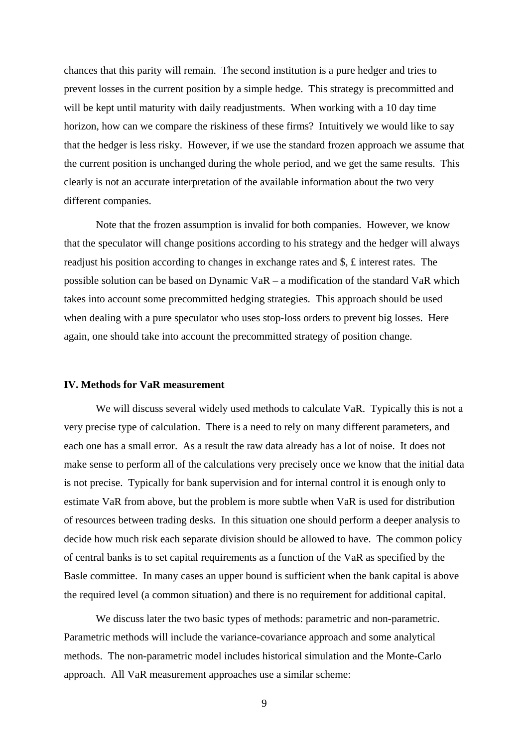chances that this parity will remain. The second institution is a pure hedger and tries to prevent losses in the current position by a simple hedge. This strategy is precommitted and will be kept until maturity with daily readjustments. When working with a 10 day time horizon, how can we compare the riskiness of these firms? Intuitively we would like to say that the hedger is less risky. However, if we use the standard frozen approach we assume that the current position is unchanged during the whole period, and we get the same results. This clearly is not an accurate interpretation of the available information about the two very different companies.

Note that the frozen assumption is invalid for both companies. However, we know that the speculator will change positions according to his strategy and the hedger will always readjust his position according to changes in exchange rates and $, £ interest rates. The possible solution can be based on Dynamic VaR – a modification of the standard VaR which takes into account some precommitted hedging strategies. This approach should be used when dealing with a pure speculator who uses stop-loss orders to prevent big losses. Here again, one should take into account the precommitted strategy of position change.

### IV. Methods for VaR measurement

We will discuss several widely used methods to calculate VaR. Typically this is not a very precise type of calculation. There is a need to rely on many different parameters, and each one has a small error. As a result the raw data already has a lot of noise. It does not make sense to perform all of the calculations very precisely once we know that the initial data is not precise. Typically for bank supervision and for internal control it is enough only to estimate VaR from above, but the problem is more subtle when VaR is used for distribution of resources between trading desks. In this situation one should perform a deeper analysis to decide how much risk each separate division should be allowed to have. The common policy of central banks is to set capital requirements as a function of the VaR as specified by the Basle committee. In many cases an upper bound is sufficient when the bank capital is above the required level (a common situation) and there is no requirement for additional capital.

We discuss later the two basic types of methods: parametric and non-parametric. Parametric methods will include the variance-covariance approach and some analytical methods. The non-parametric model includes historical simulation and the Monte-Carlo approach. All VaR measurement approaches use a similar scheme: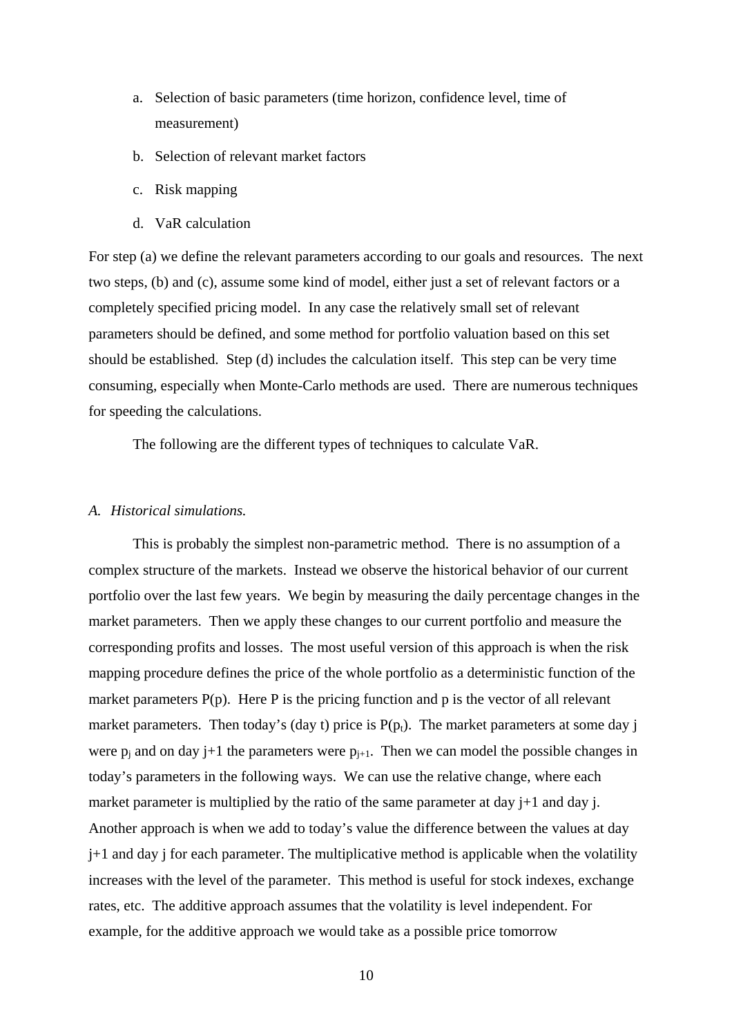a. Selection of basic parameters (time horizon, confidence level, time of measurement)
b. Selection of relevant market factors
c. Risk mapping
d. VaR calculation

For step (a) we define the relevant parameters according to our goals and resources. The next two steps, (b) and (c), assume some kind of model, either just a set of relevant factors or a completely specified pricing model. In any case the relatively small set of relevant parameters should be defined, and some method for portfolio valuation based on this set should be established. Step (d) includes the calculation itself. This step can be very time consuming, especially when Monte-Carlo methods are used. There are numerous techniques for speeding the calculations.

The following are the different types of techniques to calculate VaR.

*A. Historical simulations.*

This is probably the simplest non-parametric method. There is no assumption of a complex structure of the markets. Instead we observe the historical behavior of our current portfolio over the last few years. We begin by measuring the daily percentage changes in the market parameters. Then we apply these changes to our current portfolio and measure the corresponding profits and losses. The most useful version of this approach is when the risk mapping procedure defines the price of the whole portfolio as a deterministic function of the market parameters $P(p)$. Here $P$ is the pricing function and $p$ is the vector of all relevant market parameters. Then today's (day t) price is $P(p_t)$. The market parameters at some day j were $p_j$ and on day j+1 the parameters were $p_{j+1}$. Then we can model the possible changes in today's parameters in the following ways. We can use the relative change, where each market parameter is multiplied by the ratio of the same parameter at day j+1 and day j. Another approach is when we add to today's value the difference between the values at day j+1 and day j for each parameter. The multiplicative method is applicable when the volatility increases with the level of the parameter. This method is useful for stock indexes, exchange rates, etc. The additive approach assumes that the volatility is level independent. For example, for the additive approach we would take as a possible price tomorrow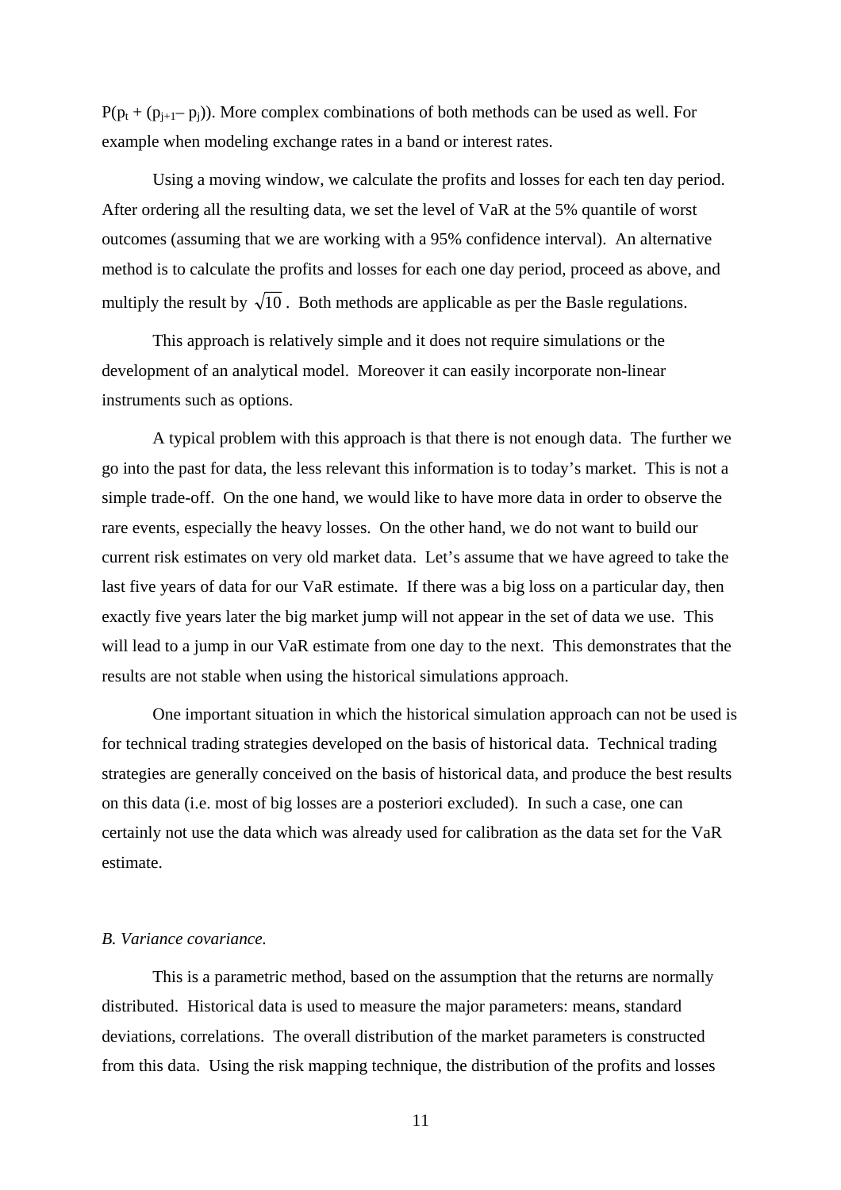$P(p_t + (p_{j+1} - p_j))$. More complex combinations of both methods can be used as well. For example when modeling exchange rates in a band or interest rates.

Using a moving window, we calculate the profits and losses for each ten day period. After ordering all the resulting data, we set the level of VaR at the 5% quantile of worst outcomes (assuming that we are working with a 95% confidence interval). An alternative method is to calculate the profits and losses for each one day period, proceed as above, and multiply the result by $\sqrt{10}$. Both methods are applicable as per the Basle regulations.

This approach is relatively simple and it does not require simulations or the development of an analytical model. Moreover it can easily incorporate non-linear instruments such as options.

A typical problem with this approach is that there is not enough data. The further we go into the past for data, the less relevant this information is to today's market. This is not a simple trade-off. On the one hand, we would like to have more data in order to observe the rare events, especially the heavy losses. On the other hand, we do not want to build our current risk estimates on very old market data. Let's assume that we have agreed to take the last five years of data for our VaR estimate. If there was a big loss on a particular day, then exactly five years later the big market jump will not appear in the set of data we use. This will lead to a jump in our VaR estimate from one day to the next. This demonstrates that the results are not stable when using the historical simulations approach.

One important situation in which the historical simulation approach can not be used is for technical trading strategies developed on the basis of historical data. Technical trading strategies are generally conceived on the basis of historical data, and produce the best results on this data (i.e. most of big losses are a posteriori excluded). In such a case, one can certainly not use the data which was already used for calibration as the data set for the VaR estimate.

*B. Variance covariance.*

This is a parametric method, based on the assumption that the returns are normally distributed. Historical data is used to measure the major parameters: means, standard deviations, correlations. The overall distribution of the market parameters is constructed from this data. Using the risk mapping technique, the distribution of the profits and losses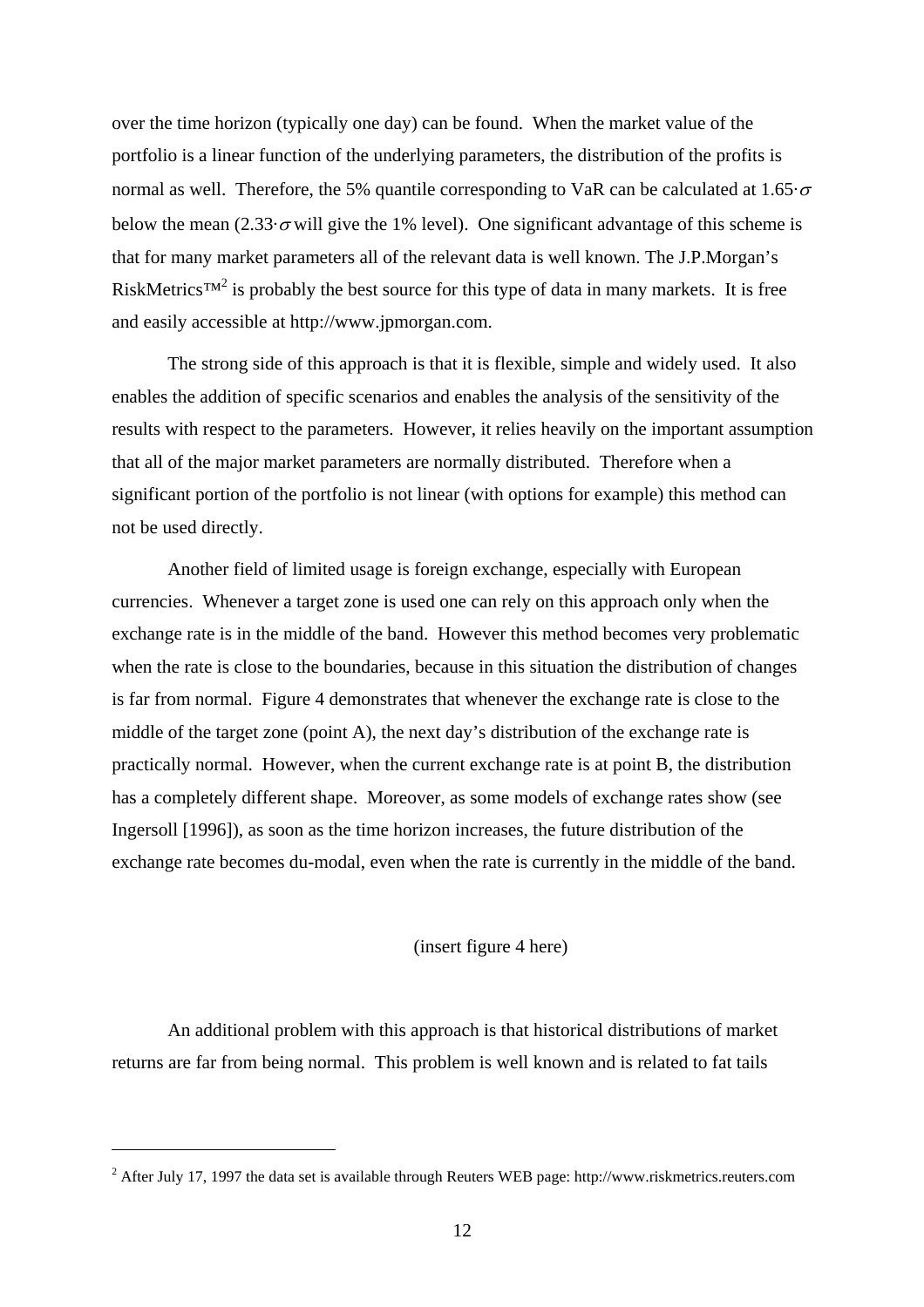over the time horizon (typically one day) can be found. When the market value of the portfolio is a linear function of the underlying parameters, the distribution of the profits is normal as well. Therefore, the 5% quantile corresponding to VaR can be calculated at $1.65\cdot\sigma$ below the mean ($2.33\cdot\sigma$ will give the 1% level). One significant advantage of this scheme is that for many market parameters all of the relevant data is well known. The J.P.Morgan's RiskMetrics™[2] is probably the best source for this type of data in many markets. It is free and easily accessible at http://www.jpmorgan.com.

The strong side of this approach is that it is flexible, simple and widely used. It also enables the addition of specific scenarios and enables the analysis of the sensitivity of the results with respect to the parameters. However, it relies heavily on the important assumption that all of the major market parameters are normally distributed. Therefore when a significant portion of the portfolio is not linear (with options for example) this method can not be used directly.

Another field of limited usage is foreign exchange, especially with European currencies. Whenever a target zone is used one can rely on this approach only when the exchange rate is in the middle of the band. However this method becomes very problematic when the rate is close to the boundaries, because in this situation the distribution of changes is far from normal. Figure 4 demonstrates that whenever the exchange rate is close to the middle of the target zone (point A), the next day's distribution of the exchange rate is practically normal. However, when the current exchange rate is at point B, the distribution has a completely different shape. Moreover, as some models of exchange rates show (see Ingersoll [1996]), as soon as the time horizon increases, the future distribution of the exchange rate becomes du-modal, even when the rate is currently in the middle of the band.

(insert figure 4 here)

An additional problem with this approach is that historical distributions of market returns are far from being normal. This problem is well known and is related to fat tails

---

[2] After July 17, 1997 the data set is available through Reuters WEB page: http://www.riskmetrics.reuters.com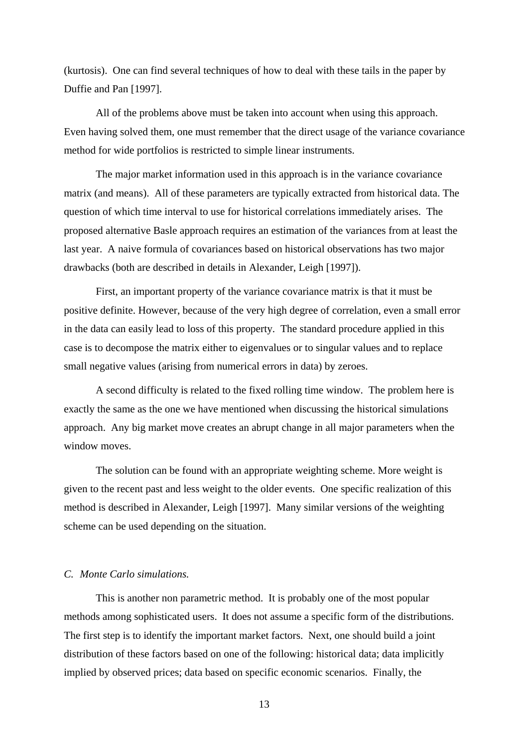(kurtosis). One can find several techniques of how to deal with these tails in the paper by Duffie and Pan [1997].

All of the problems above must be taken into account when using this approach. Even having solved them, one must remember that the direct usage of the variance covariance method for wide portfolios is restricted to simple linear instruments.

The major market information used in this approach is in the variance covariance matrix (and means). All of these parameters are typically extracted from historical data. The question of which time interval to use for historical correlations immediately arises. The proposed alternative Basle approach requires an estimation of the variances from at least the last year. A naive formula of covariances based on historical observations has two major drawbacks (both are described in details in Alexander, Leigh [1997]).

First, an important property of the variance covariance matrix is that it must be positive definite. However, because of the very high degree of correlation, even a small error in the data can easily lead to loss of this property. The standard procedure applied in this case is to decompose the matrix either to eigenvalues or to singular values and to replace small negative values (arising from numerical errors in data) by zeroes.

A second difficulty is related to the fixed rolling time window. The problem here is exactly the same as the one we have mentioned when discussing the historical simulations approach. Any big market move creates an abrupt change in all major parameters when the window moves.

The solution can be found with an appropriate weighting scheme. More weight is given to the recent past and less weight to the older events. One specific realization of this method is described in Alexander, Leigh [1997]. Many similar versions of the weighting scheme can be used depending on the situation.

### *C. Monte Carlo simulations.*

This is another non parametric method. It is probably one of the most popular methods among sophisticated users. It does not assume a specific form of the distributions. The first step is to identify the important market factors. Next, one should build a joint distribution of these factors based on one of the following: historical data; data implicitly implied by observed prices; data based on specific economic scenarios. Finally, the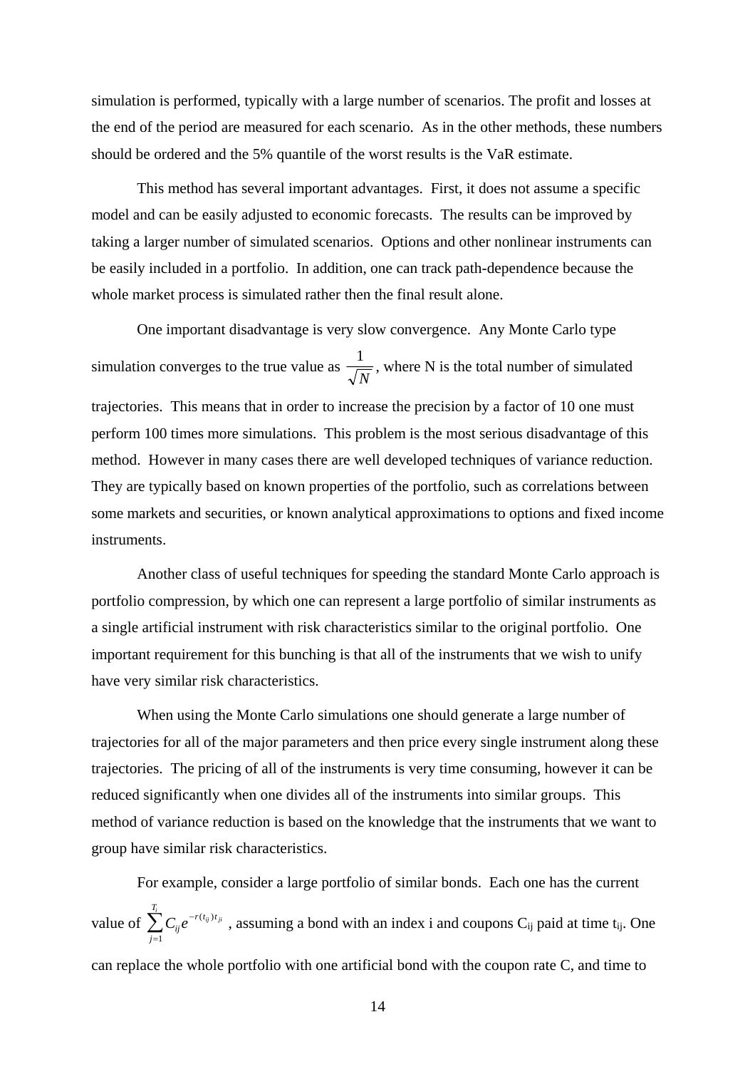simulation is performed, typically with a large number of scenarios. The profit and losses at the end of the period are measured for each scenario. As in the other methods, these numbers should be ordered and the 5% quantile of the worst results is the VaR estimate.

This method has several important advantages. First, it does not assume a specific model and can be easily adjusted to economic forecasts. The results can be improved by taking a larger number of simulated scenarios. Options and other nonlinear instruments can be easily included in a portfolio. In addition, one can track path-dependence because the whole market process is simulated rather then the final result alone.

One important disadvantage is very slow convergence. Any Monte Carlo type simulation converges to the true value as $\frac{1}{\sqrt{N}}$, where N is the total number of simulated trajectories. This means that in order to increase the precision by a factor of 10 one must perform 100 times more simulations. This problem is the most serious disadvantage of this method. However in many cases there are well developed techniques of variance reduction. They are typically based on known properties of the portfolio, such as correlations between some markets and securities, or known analytical approximations to options and fixed income instruments.

Another class of useful techniques for speeding the standard Monte Carlo approach is portfolio compression, by which one can represent a large portfolio of similar instruments as a single artificial instrument with risk characteristics similar to the original portfolio. One important requirement for this bunching is that all of the instruments that we wish to unify have very similar risk characteristics.

When using the Monte Carlo simulations one should generate a large number of trajectories for all of the major parameters and then price every single instrument along these trajectories. The pricing of all of the instruments is very time consuming, however it can be reduced significantly when one divides all of the instruments into similar groups. This method of variance reduction is based on the knowledge that the instruments that we want to group have similar risk characteristics.

For example, consider a large portfolio of similar bonds. Each one has the current value of $\sum_{j=1}^{T_i} C_{ij} e^{-r(t_{ij})t_{ji}}$, assuming a bond with an index i and coupons $C_{ij}$ paid at time $t_{ij}$. One can replace the whole portfolio with one artificial bond with the coupon rate C, and time to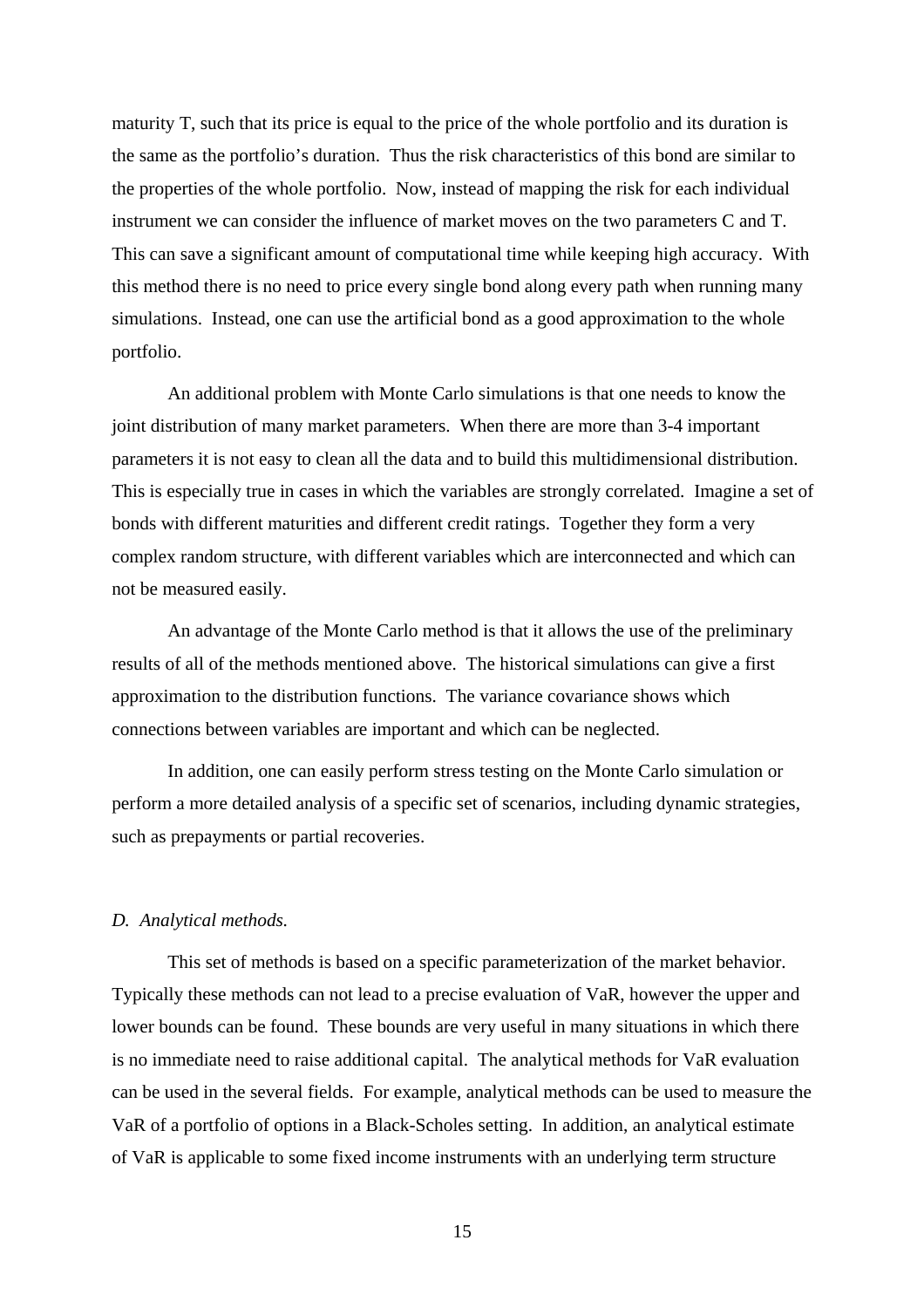maturity T, such that its price is equal to the price of the whole portfolio and its duration is the same as the portfolio's duration. Thus the risk characteristics of this bond are similar to the properties of the whole portfolio. Now, instead of mapping the risk for each individual instrument we can consider the influence of market moves on the two parameters C and T. This can save a significant amount of computational time while keeping high accuracy. With this method there is no need to price every single bond along every path when running many simulations. Instead, one can use the artificial bond as a good approximation to the whole portfolio.

An additional problem with Monte Carlo simulations is that one needs to know the joint distribution of many market parameters. When there are more than 3-4 important parameters it is not easy to clean all the data and to build this multidimensional distribution. This is especially true in cases in which the variables are strongly correlated. Imagine a set of bonds with different maturities and different credit ratings. Together they form a very complex random structure, with different variables which are interconnected and which can not be measured easily.

An advantage of the Monte Carlo method is that it allows the use of the preliminary results of all of the methods mentioned above. The historical simulations can give a first approximation to the distribution functions. The variance covariance shows which connections between variables are important and which can be neglected.

In addition, one can easily perform stress testing on the Monte Carlo simulation or perform a more detailed analysis of a specific set of scenarios, including dynamic strategies, such as prepayments or partial recoveries.

*D. Analytical methods.*

This set of methods is based on a specific parameterization of the market behavior. Typically these methods can not lead to a precise evaluation of VaR, however the upper and lower bounds can be found. These bounds are very useful in many situations in which there is no immediate need to raise additional capital. The analytical methods for VaR evaluation can be used in the several fields. For example, analytical methods can be used to measure the VaR of a portfolio of options in a Black-Scholes setting. In addition, an analytical estimate of VaR is applicable to some fixed income instruments with an underlying term structure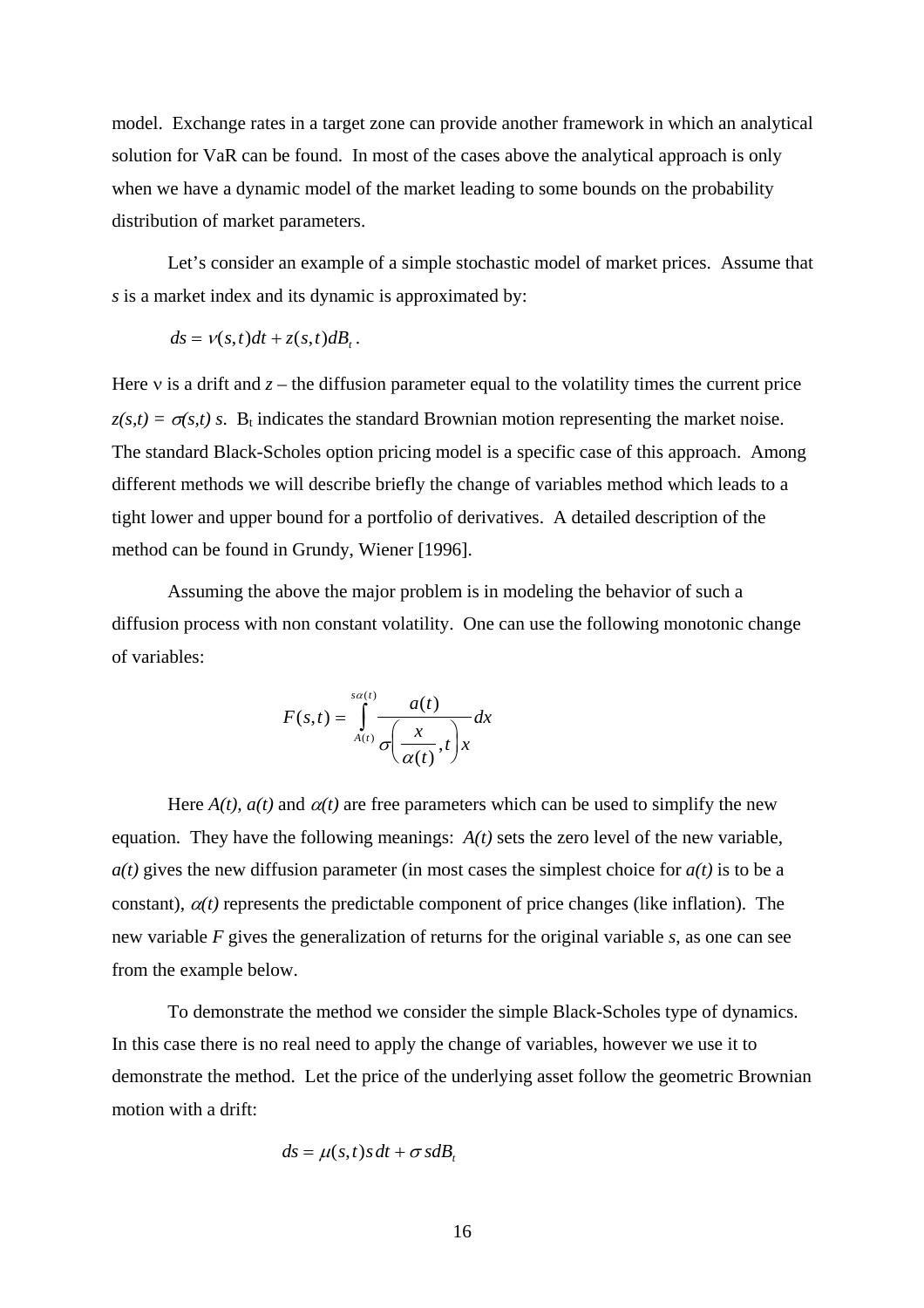model. Exchange rates in a target zone can provide another framework in which an analytical solution for VaR can be found. In most of the cases above the analytical approach is only when we have a dynamic model of the market leading to some bounds on the probability distribution of market parameters.

Let's consider an example of a simple stochastic model of market prices. Assume that *s* is a market index and its dynamic is approximated by:

$$ds = \nu(s,t)dt + z(s,t)dB_t\,.$$

Here $\nu$ is a drift and $z$ – the diffusion parameter equal to the volatility times the current price $z(s,t) = \sigma(s,t)\, s$. $B_t$ indicates the standard Brownian motion representing the market noise. The standard Black-Scholes option pricing model is a specific case of this approach. Among different methods we will describe briefly the change of variables method which leads to a tight lower and upper bound for a portfolio of derivatives. A detailed description of the method can be found in Grundy, Wiener [1996].

Assuming the above the major problem is in modeling the behavior of such a diffusion process with non constant volatility. One can use the following monotonic change of variables:

$$F(s,t) = \int_{A(t)}^{s\alpha(t)} \frac{a(t)}{\sigma\left(\dfrac{x}{\alpha(t)},t\right)x}\,dx$$

Here $A(t)$, $a(t)$ and $\alpha(t)$ are free parameters which can be used to simplify the new equation. They have the following meanings: $A(t)$ sets the zero level of the new variable, $a(t)$ gives the new diffusion parameter (in most cases the simplest choice for $a(t)$ is to be a constant), $\alpha(t)$ represents the predictable component of price changes (like inflation). The new variable *F* gives the generalization of returns for the original variable *s*, as one can see from the example below.

To demonstrate the method we consider the simple Black-Scholes type of dynamics. In this case there is no real need to apply the change of variables, however we use it to demonstrate the method. Let the price of the underlying asset follow the geometric Brownian motion with a drift:

$$ds = \mu(s,t)s\,dt + \sigma\, s dB_t$$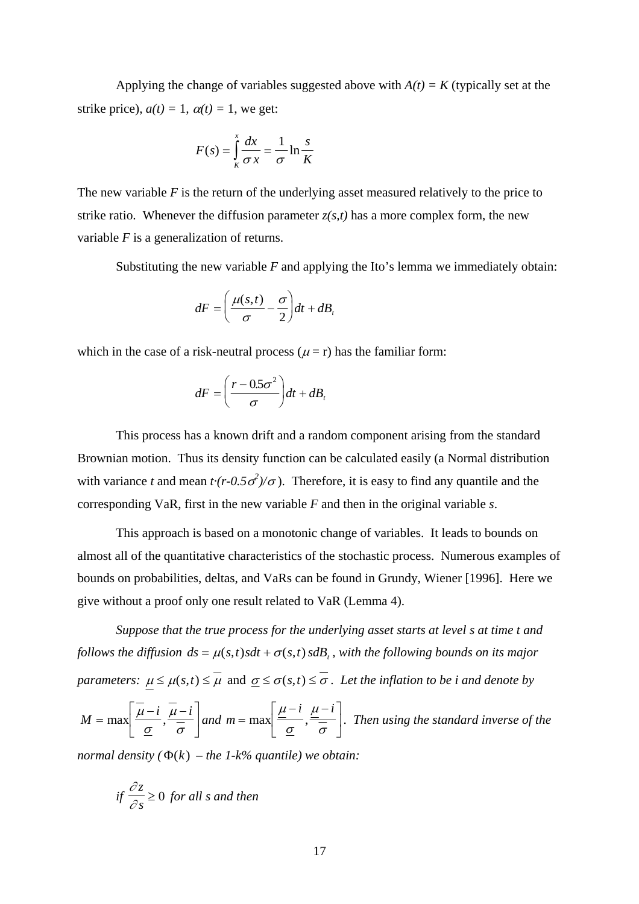Applying the change of variables suggested above with $A(t) = K$ (typically set at the strike price), $a(t) = 1$, $\alpha(t) = 1$, we get:

$$F(s) = \int_K^x \frac{dx}{\sigma x} = \frac{1}{\sigma}\ln\frac{s}{K}$$

The new variable $F$ is the return of the underlying asset measured relatively to the price to strike ratio. Whenever the diffusion parameter $z(s,t)$ has a more complex form, the new variable $F$ is a generalization of returns.

Substituting the new variable $F$ and applying the Ito's lemma we immediately obtain:

$$dF = \left(\frac{\mu(s,t)}{\sigma} - \frac{\sigma}{2}\right)dt + dB_t$$

which in the case of a risk-neutral process ($\mu = r$) has the familiar form:

$$dF = \left(\frac{r - 0.5\sigma^2}{\sigma}\right)dt + dB_t$$

This process has a known drift and a random component arising from the standard Brownian motion. Thus its density function can be calculated easily (a Normal distribution with variance $t$ and mean $t\cdot(r-0.5\sigma^2)/\sigma$). Therefore, it is easy to find any quantile and the corresponding VaR, first in the new variable $F$ and then in the original variable $s$.

This approach is based on a monotonic change of variables. It leads to bounds on almost all of the quantitative characteristics of the stochastic process. Numerous examples of bounds on probabilities, deltas, and VaRs can be found in Grundy, Wiener [1996]. Here we give without a proof only one result related to VaR (Lemma 4).

*Suppose that the true process for the underlying asset starts at level s at time t and follows the diffusion* $ds = \mu(s,t)sdt + \sigma(s,t)\,sdB_t$*, with the following bounds on its major parameters:* $\underline{\mu} \le \mu(s,t) \le \overline{\mu}$ and $\underline{\sigma} \le \sigma(s,t) \le \overline{\sigma}$*. Let the inflation to be i and denote by* $M = \max\left[\frac{\overline{\mu}-i}{\underline{\sigma}}, \frac{\overline{\mu}-i}{\overline{\sigma}}\right]$ *and* $m = \max\left[\frac{\underline{\mu}-i}{\underline{\sigma}}, \frac{\underline{\mu}-i}{\overline{\sigma}}\right]$*. Then using the standard inverse of the normal density (*$\Phi(k)$ *– the 1-k% quantile) we obtain:*

*if* $\frac{\partial z}{\partial s} \ge 0$ *for all s and then*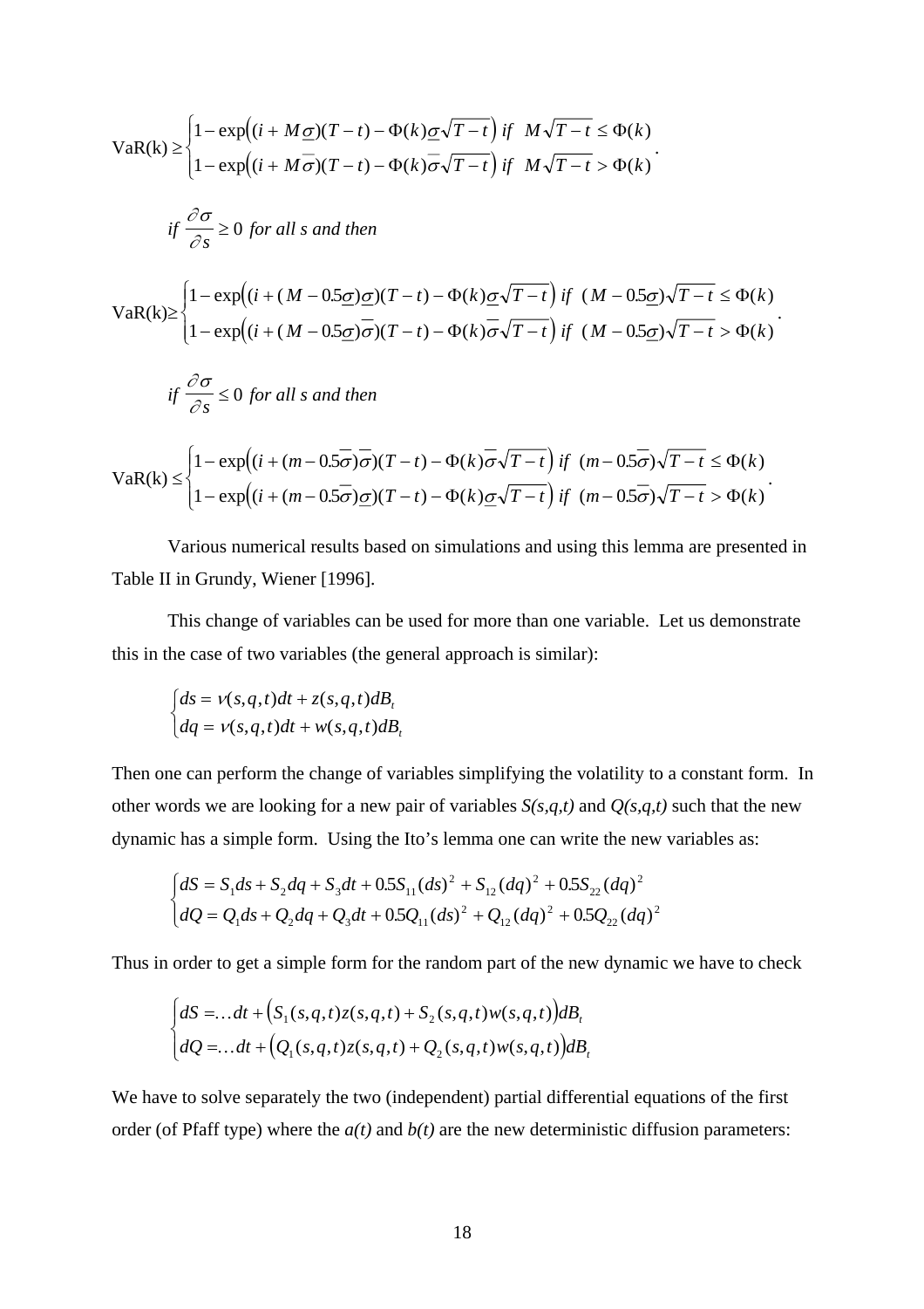$$\text{VaR(k)} \geq \begin{cases} 1-\exp\left((i+M\underline{\sigma})(T-t)-\Phi(k)\underline{\sigma}\sqrt{T-t}\right) \; if \;\; M\sqrt{T-t} \leq \Phi(k) \\ 1-\exp\left((i+M\overline{\sigma})(T-t)-\Phi(k)\overline{\sigma}\sqrt{T-t}\right) \; if \;\; M\sqrt{T-t} > \Phi(k) \end{cases}.$$

$$if \; \frac{\partial \sigma}{\partial s} \geq 0 \; for \; all \; s \; and \; then$$

$$\text{VaR(k)} \geq \begin{cases} 1-\exp\left((i+(M-0.5\underline{\sigma})\underline{\sigma})(T-t)-\Phi(k)\underline{\sigma}\sqrt{T-t}\right) \; if \;\; (M-0.5\underline{\sigma})\sqrt{T-t} \leq \Phi(k) \\ 1-\exp\left((i+(M-0.5\underline{\sigma})\overline{\sigma})(T-t)-\Phi(k)\overline{\sigma}\sqrt{T-t}\right) \; if \;\; (M-0.5\underline{\sigma})\sqrt{T-t} > \Phi(k) \end{cases}.$$

$$if \; \frac{\partial \sigma}{\partial s} \leq 0 \; for \; all \; s \; and \; then$$

$$\text{VaR(k)} \leq \begin{cases} 1-\exp\left((i+(m-0.5\overline{\sigma})\overline{\sigma})(T-t)-\Phi(k)\overline{\sigma}\sqrt{T-t}\right) \; if \;\; (m-0.5\overline{\sigma})\sqrt{T-t} \leq \Phi(k) \\ 1-\exp\left((i+(m-0.5\overline{\sigma})\underline{\sigma})(T-t)-\Phi(k)\underline{\sigma}\sqrt{T-t}\right) \; if \;\; (m-0.5\overline{\sigma})\sqrt{T-t} > \Phi(k) \end{cases}.$$

Various numerical results based on simulations and using this lemma are presented in Table II in Grundy, Wiener [1996].

This change of variables can be used for more than one variable. Let us demonstrate this in the case of two variables (the general approach is similar):

$$\begin{cases} ds = v(s,q,t)dt + z(s,q,t)dB_t \\ dq = v(s,q,t)dt + w(s,q,t)dB_t \end{cases}$$

Then one can perform the change of variables simplifying the volatility to a constant form. In other words we are looking for a new pair of variables *S(s,q,t)* and *Q(s,q,t)* such that the new dynamic has a simple form. Using the Ito's lemma one can write the new variables as:

$$\begin{cases} dS = S_1 ds + S_2 dq + S_3 dt + 0.5 S_{11}(ds)^2 + S_{12}(dq)^2 + 0.5 S_{22}(dq)^2 \\ dQ = Q_1 ds + Q_2 dq + Q_3 dt + 0.5 Q_{11}(ds)^2 + Q_{12}(dq)^2 + 0.5 Q_{22}(dq)^2 \end{cases}$$

Thus in order to get a simple form for the random part of the new dynamic we have to check

$$\begin{cases} dS = \ldots dt + \left(S_1(s,q,t)z(s,q,t) + S_2(s,q,t)w(s,q,t)\right)dB_t \\ dQ = \ldots dt + \left(Q_1(s,q,t)z(s,q,t) + Q_2(s,q,t)w(s,q,t)\right)dB_t \end{cases}$$

We have to solve separately the two (independent) partial differential equations of the first order (of Pfaff type) where the *a(t)* and *b(t)* are the new deterministic diffusion parameters: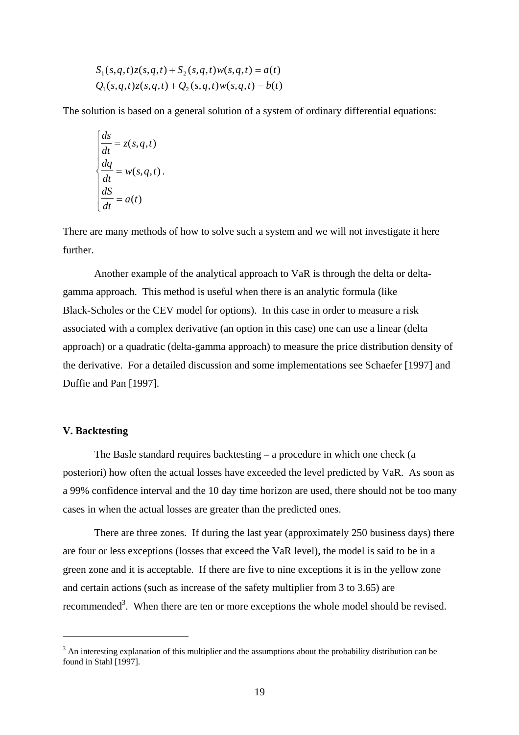$$S_1(s,q,t)z(s,q,t) + S_2(s,q,t)w(s,q,t) = a(t)$$
$$Q_1(s,q,t)z(s,q,t) + Q_2(s,q,t)w(s,q,t) = b(t)$$

The solution is based on a general solution of a system of ordinary differential equations:

$$\begin{cases} \dfrac{ds}{dt} = z(s,q,t) \\ \dfrac{dq}{dt} = w(s,q,t) \\ \dfrac{dS}{dt} = a(t) \end{cases}.$$

There are many methods of how to solve such a system and we will not investigate it here further.

Another example of the analytical approach to VaR is through the delta or delta-gamma approach. This method is useful when there is an analytic formula (like Black-Scholes or the CEV model for options). In this case in order to measure a risk associated with a complex derivative (an option in this case) one can use a linear (delta approach) or a quadratic (delta-gamma approach) to measure the price distribution density of the derivative. For a detailed discussion and some implementations see Schaefer [1997] and Duffie and Pan [1997].

## V. Backtesting

The Basle standard requires backtesting – a procedure in which one check (a posteriori) how often the actual losses have exceeded the level predicted by VaR. As soon as a 99% confidence interval and the 10 day time horizon are used, there should not be too many cases in when the actual losses are greater than the predicted ones.

There are three zones. If during the last year (approximately 250 business days) there are four or less exceptions (losses that exceed the VaR level), the model is said to be in a green zone and it is acceptable. If there are five to nine exceptions it is in the yellow zone and certain actions (such as increase of the safety multiplier from 3 to 3.65) are recommended[3]. When there are ten or more exceptions the whole model should be revised.

[3] An interesting explanation of this multiplier and the assumptions about the probability distribution can be found in Stahl [1997].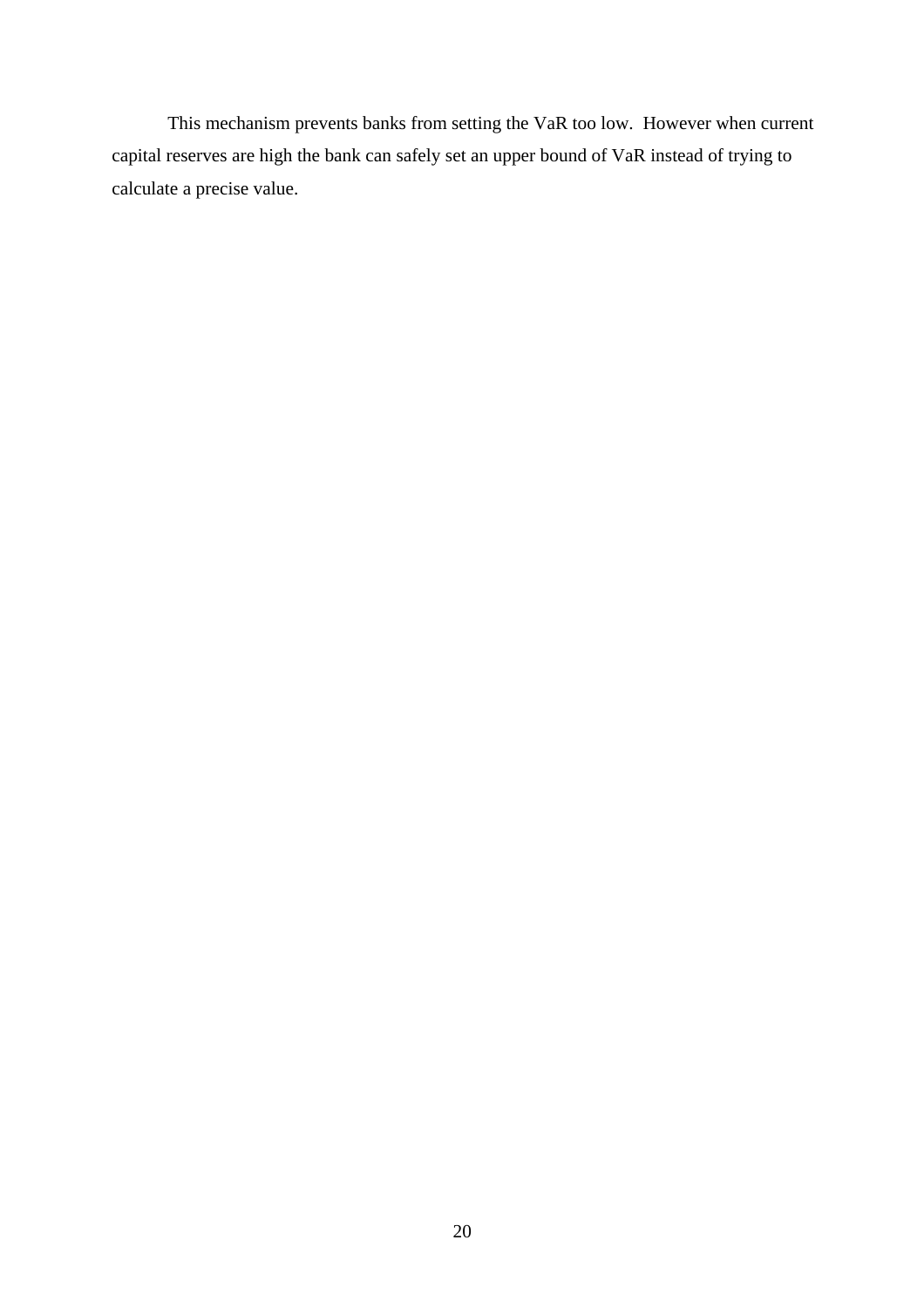This mechanism prevents banks from setting the VaR too low. However when current capital reserves are high the bank can safely set an upper bound of VaR instead of trying to calculate a precise value.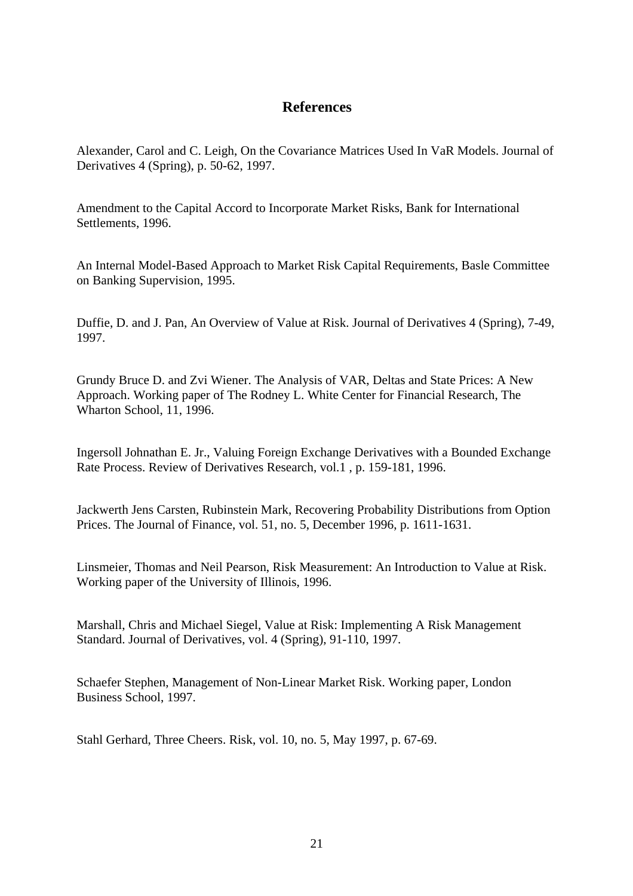# References

Alexander, Carol and C. Leigh, On the Covariance Matrices Used In VaR Models. Journal of Derivatives 4 (Spring), p. 50-62, 1997.

Amendment to the Capital Accord to Incorporate Market Risks, Bank for International Settlements, 1996.

An Internal Model-Based Approach to Market Risk Capital Requirements, Basle Committee on Banking Supervision, 1995.

Duffie, D. and J. Pan, An Overview of Value at Risk. Journal of Derivatives 4 (Spring), 7-49, 1997.

Grundy Bruce D. and Zvi Wiener. The Analysis of VAR, Deltas and State Prices: A New Approach. Working paper of The Rodney L. White Center for Financial Research, The Wharton School, 11, 1996.

Ingersoll Johnathan E. Jr., Valuing Foreign Exchange Derivatives with a Bounded Exchange Rate Process. Review of Derivatives Research, vol.1 , p. 159-181, 1996.

Jackwerth Jens Carsten, Rubinstein Mark, Recovering Probability Distributions from Option Prices. The Journal of Finance, vol. 51, no. 5, December 1996, p. 1611-1631.

Linsmeier, Thomas and Neil Pearson, Risk Measurement: An Introduction to Value at Risk. Working paper of the University of Illinois, 1996.

Marshall, Chris and Michael Siegel, Value at Risk: Implementing A Risk Management Standard. Journal of Derivatives, vol. 4 (Spring), 91-110, 1997.

Schaefer Stephen, Management of Non-Linear Market Risk. Working paper, London Business School, 1997.

Stahl Gerhard, Three Cheers. Risk, vol. 10, no. 5, May 1997, p. 67-69.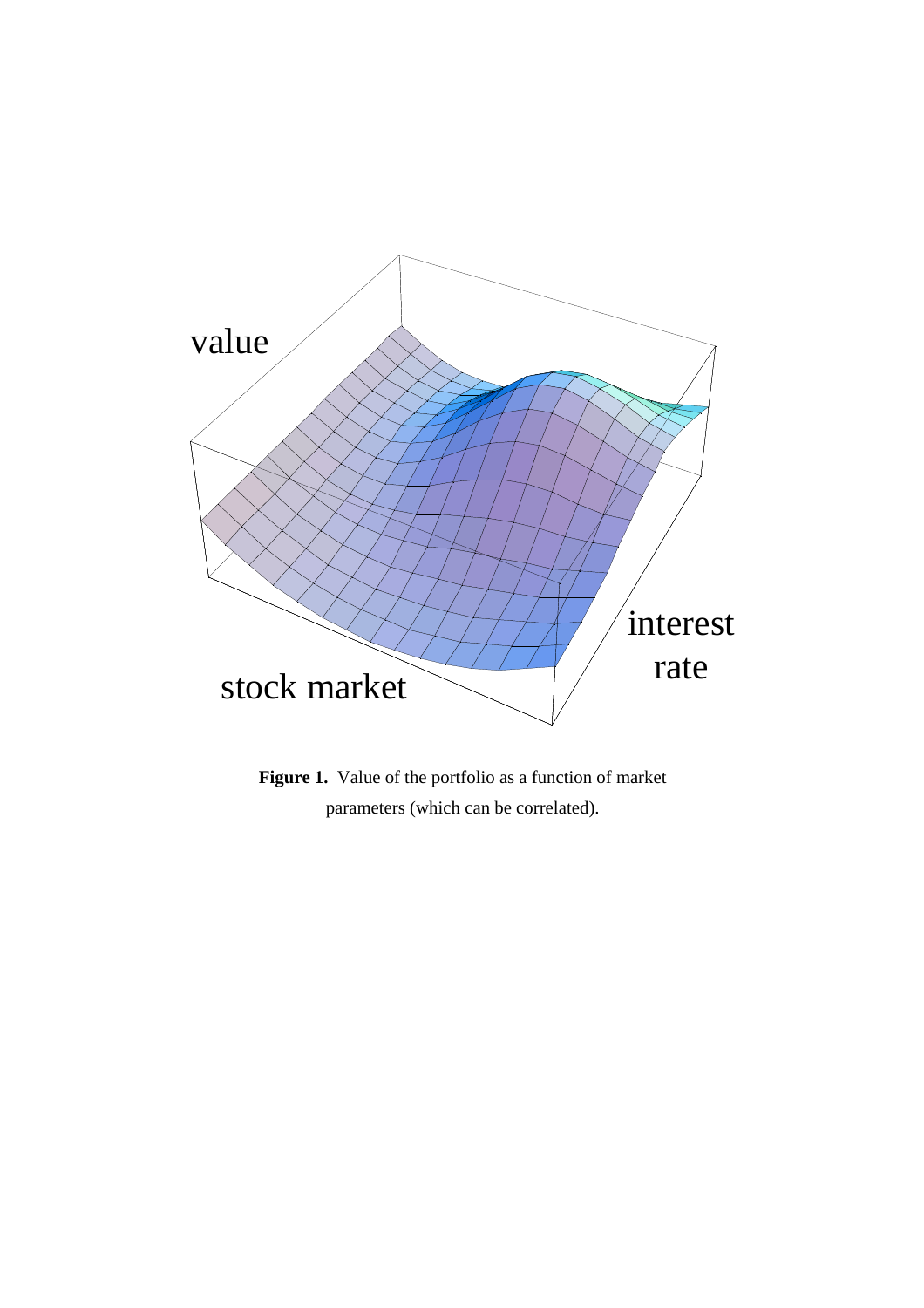**Figure 1.** Value of the portfolio as a function of market parameters (which can be correlated).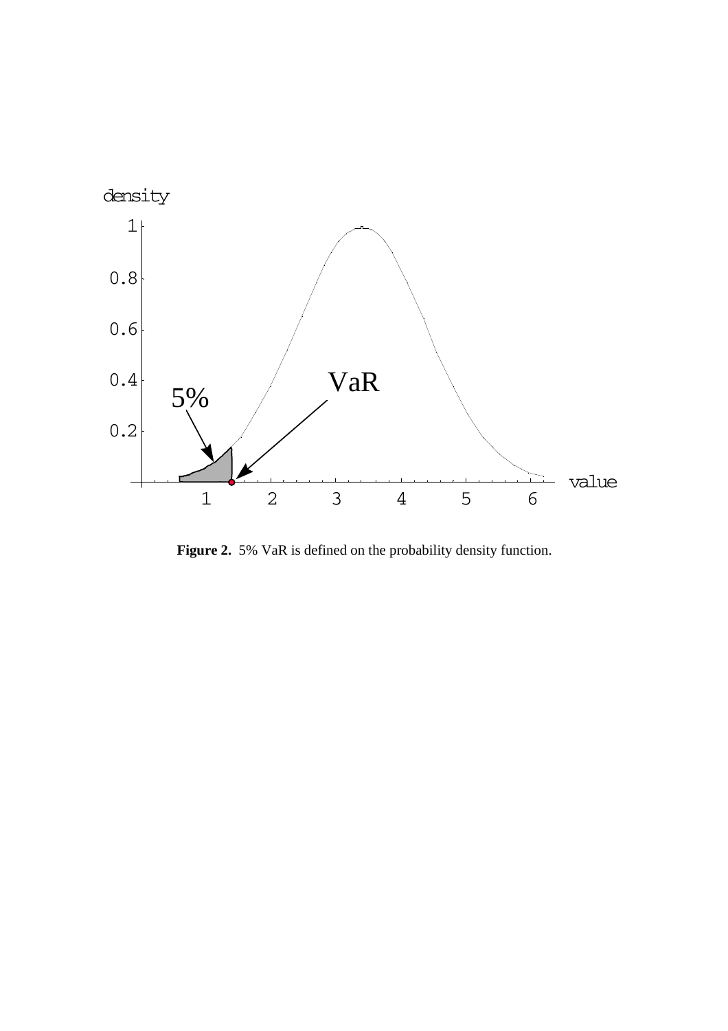**Figure 2.** 5% VaR is defined on the probability density function.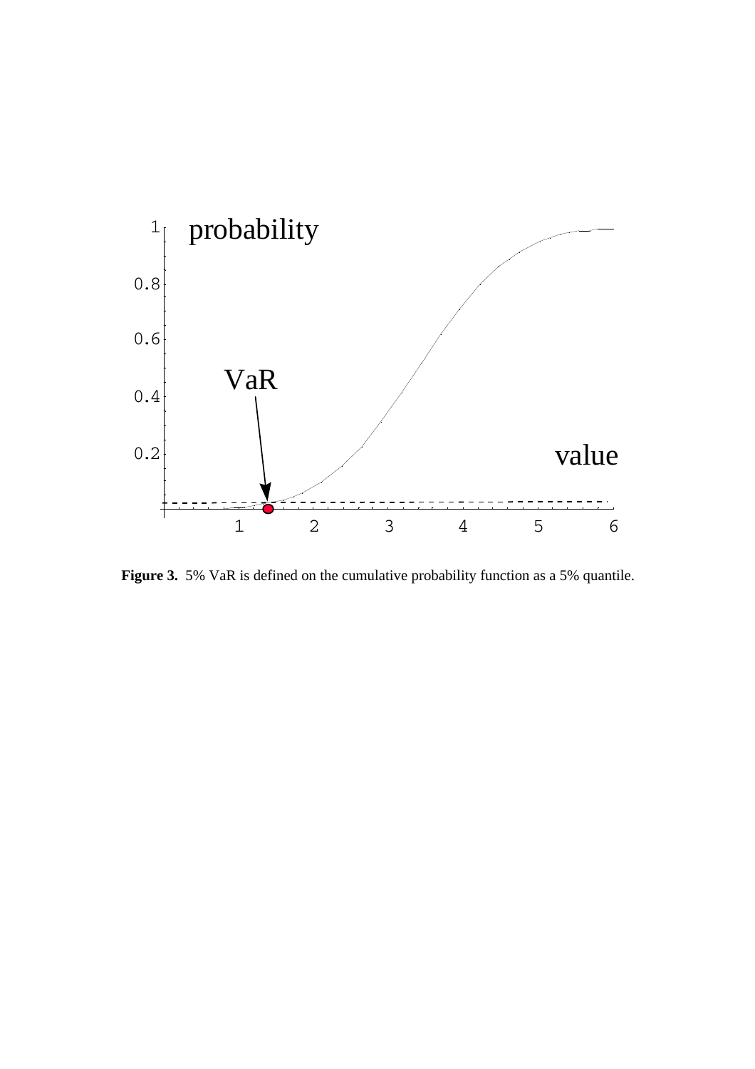**Figure 3.** 5% VaR is defined on the cumulative probability function as a 5% quantile.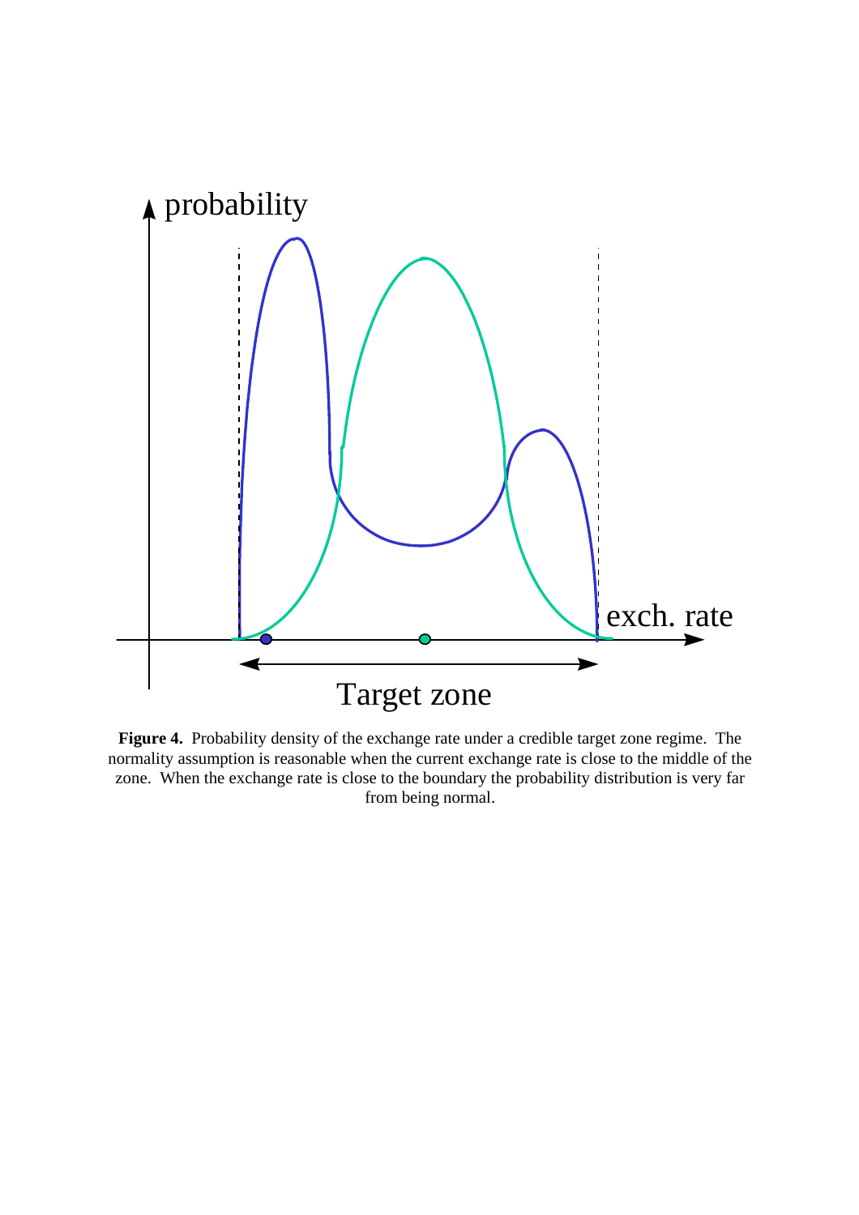probability

exch. rate

Target zone

**Figure 4.** Probability density of the exchange rate under a credible target zone regime. The normality assumption is reasonable when the current exchange rate is close to the middle of the zone. When the exchange rate is close to the boundary the probability distribution is very far from being normal.